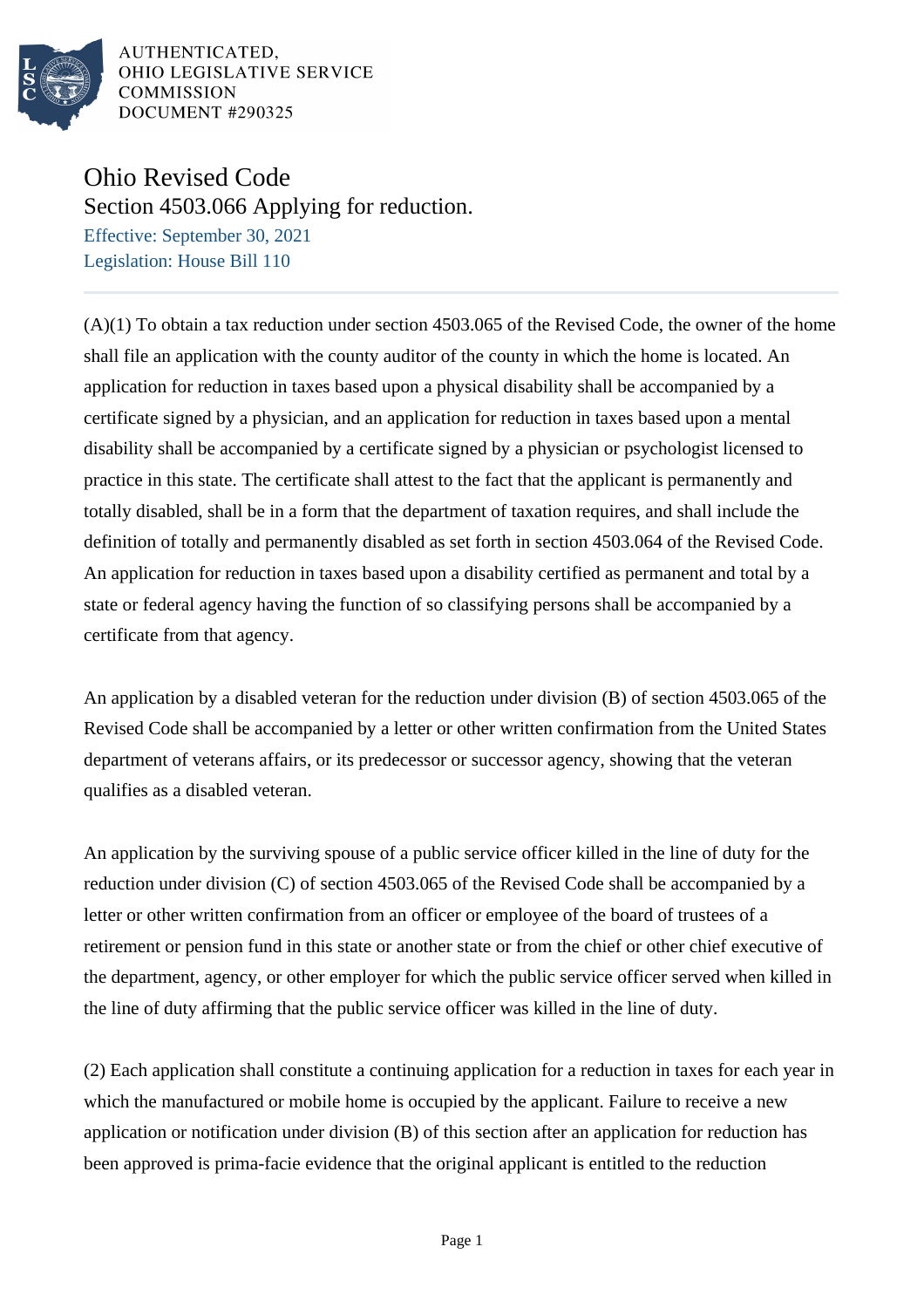AUTHENTICATED,
OHIO LEGISLATIVE SERVICE
COMMISSION
DOCUMENT #290325

# Ohio Revised Code

## Section 4503.066 Applying for reduction.

Effective: September 30, 2021
Legislation: House Bill 110

(A)(1) To obtain a tax reduction under section 4503.065 of the Revised Code, the owner of the home shall file an application with the county auditor of the county in which the home is located. An application for reduction in taxes based upon a physical disability shall be accompanied by a certificate signed by a physician, and an application for reduction in taxes based upon a mental disability shall be accompanied by a certificate signed by a physician or psychologist licensed to practice in this state. The certificate shall attest to the fact that the applicant is permanently and totally disabled, shall be in a form that the department of taxation requires, and shall include the definition of totally and permanently disabled as set forth in section 4503.064 of the Revised Code. An application for reduction in taxes based upon a disability certified as permanent and total by a state or federal agency having the function of so classifying persons shall be accompanied by a certificate from that agency.

An application by a disabled veteran for the reduction under division (B) of section 4503.065 of the Revised Code shall be accompanied by a letter or other written confirmation from the United States department of veterans affairs, or its predecessor or successor agency, showing that the veteran qualifies as a disabled veteran.

An application by the surviving spouse of a public service officer killed in the line of duty for the reduction under division (C) of section 4503.065 of the Revised Code shall be accompanied by a letter or other written confirmation from an officer or employee of the board of trustees of a retirement or pension fund in this state or another state or from the chief or other chief executive of the department, agency, or other employer for which the public service officer served when killed in the line of duty affirming that the public service officer was killed in the line of duty.

(2) Each application shall constitute a continuing application for a reduction in taxes for each year in which the manufactured or mobile home is occupied by the applicant. Failure to receive a new application or notification under division (B) of this section after an application for reduction has been approved is prima-facie evidence that the original applicant is entitled to the reduction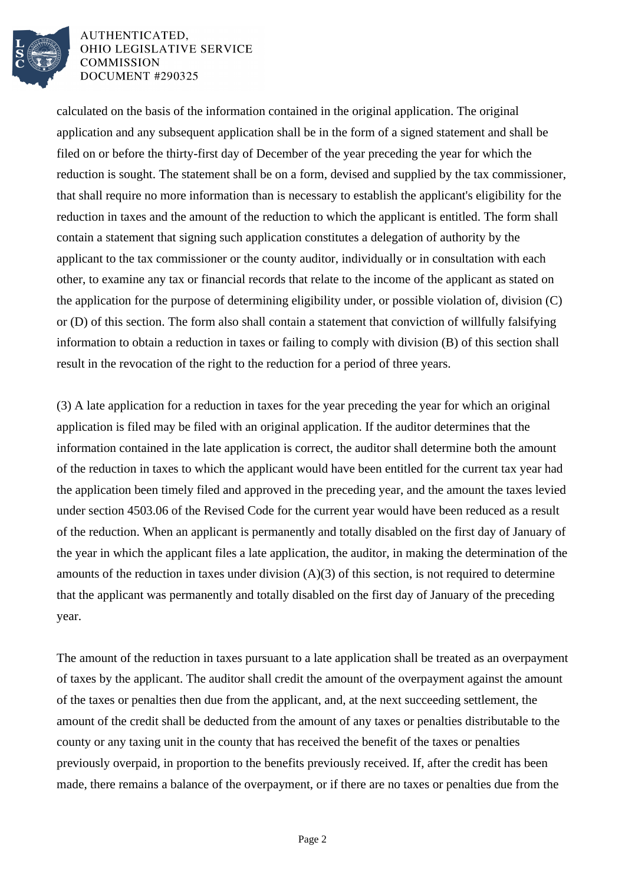calculated on the basis of the information contained in the original application. The original application and any subsequent application shall be in the form of a signed statement and shall be filed on or before the thirty-first day of December of the year preceding the year for which the reduction is sought. The statement shall be on a form, devised and supplied by the tax commissioner, that shall require no more information than is necessary to establish the applicant's eligibility for the reduction in taxes and the amount of the reduction to which the applicant is entitled. The form shall contain a statement that signing such application constitutes a delegation of authority by the applicant to the tax commissioner or the county auditor, individually or in consultation with each other, to examine any tax or financial records that relate to the income of the applicant as stated on the application for the purpose of determining eligibility under, or possible violation of, division (C) or (D) of this section. The form also shall contain a statement that conviction of willfully falsifying information to obtain a reduction in taxes or failing to comply with division (B) of this section shall result in the revocation of the right to the reduction for a period of three years.

(3) A late application for a reduction in taxes for the year preceding the year for which an original application is filed may be filed with an original application. If the auditor determines that the information contained in the late application is correct, the auditor shall determine both the amount of the reduction in taxes to which the applicant would have been entitled for the current tax year had the application been timely filed and approved in the preceding year, and the amount the taxes levied under section 4503.06 of the Revised Code for the current year would have been reduced as a result of the reduction. When an applicant is permanently and totally disabled on the first day of January of the year in which the applicant files a late application, the auditor, in making the determination of the amounts of the reduction in taxes under division (A)(3) of this section, is not required to determine that the applicant was permanently and totally disabled on the first day of January of the preceding year.

The amount of the reduction in taxes pursuant to a late application shall be treated as an overpayment of taxes by the applicant. The auditor shall credit the amount of the overpayment against the amount of the taxes or penalties then due from the applicant, and, at the next succeeding settlement, the amount of the credit shall be deducted from the amount of any taxes or penalties distributable to the county or any taxing unit in the county that has received the benefit of the taxes or penalties previously overpaid, in proportion to the benefits previously received. If, after the credit has been made, there remains a balance of the overpayment, or if there are no taxes or penalties due from the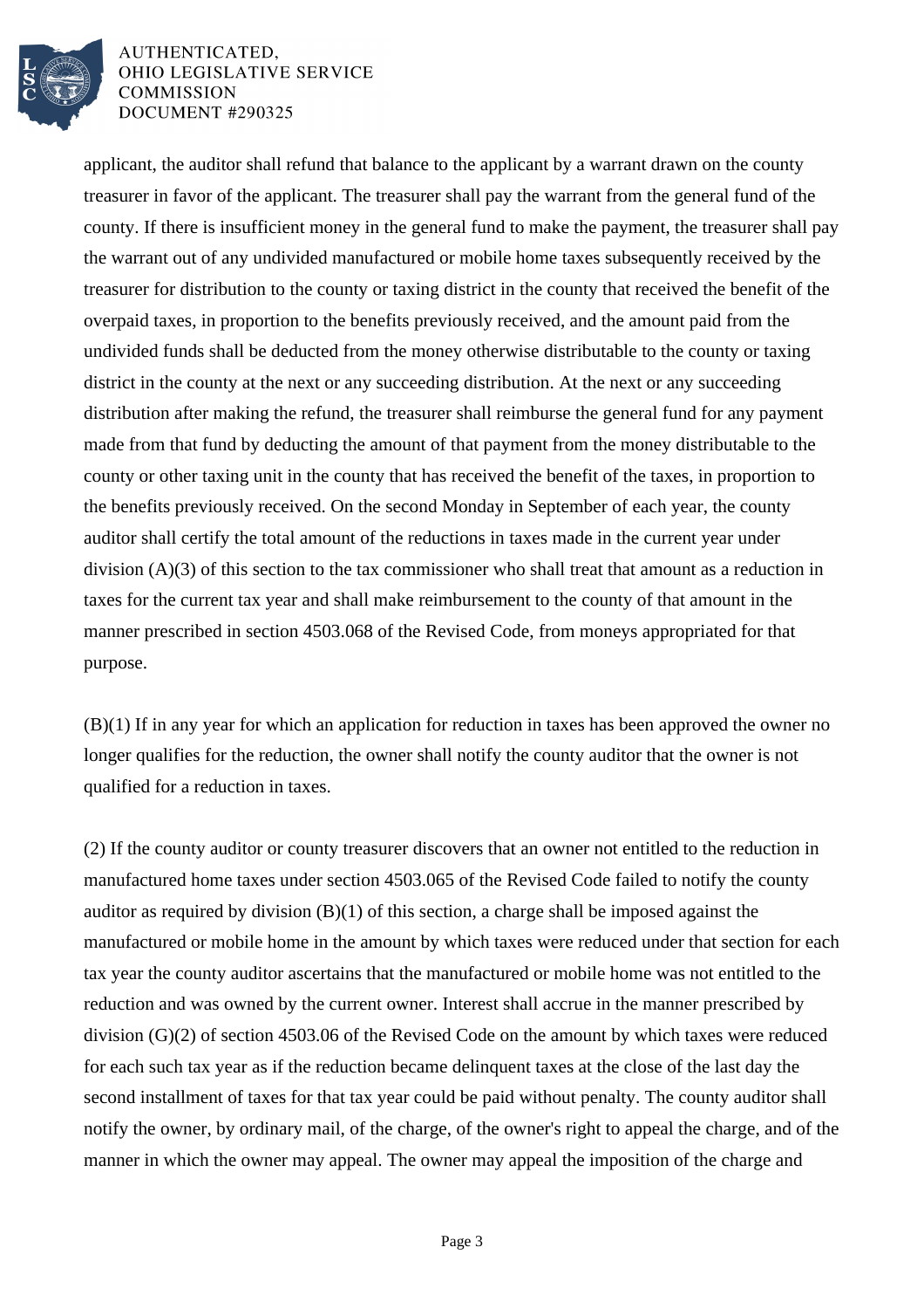applicant, the auditor shall refund that balance to the applicant by a warrant drawn on the county treasurer in favor of the applicant. The treasurer shall pay the warrant from the general fund of the county. If there is insufficient money in the general fund to make the payment, the treasurer shall pay the warrant out of any undivided manufactured or mobile home taxes subsequently received by the treasurer for distribution to the county or taxing district in the county that received the benefit of the overpaid taxes, in proportion to the benefits previously received, and the amount paid from the undivided funds shall be deducted from the money otherwise distributable to the county or taxing district in the county at the next or any succeeding distribution. At the next or any succeeding distribution after making the refund, the treasurer shall reimburse the general fund for any payment made from that fund by deducting the amount of that payment from the money distributable to the county or other taxing unit in the county that has received the benefit of the taxes, in proportion to the benefits previously received. On the second Monday in September of each year, the county auditor shall certify the total amount of the reductions in taxes made in the current year under division (A)(3) of this section to the tax commissioner who shall treat that amount as a reduction in taxes for the current tax year and shall make reimbursement to the county of that amount in the manner prescribed in section 4503.068 of the Revised Code, from moneys appropriated for that purpose.

(B)(1) If in any year for which an application for reduction in taxes has been approved the owner no longer qualifies for the reduction, the owner shall notify the county auditor that the owner is not qualified for a reduction in taxes.

(2) If the county auditor or county treasurer discovers that an owner not entitled to the reduction in manufactured home taxes under section 4503.065 of the Revised Code failed to notify the county auditor as required by division (B)(1) of this section, a charge shall be imposed against the manufactured or mobile home in the amount by which taxes were reduced under that section for each tax year the county auditor ascertains that the manufactured or mobile home was not entitled to the reduction and was owned by the current owner. Interest shall accrue in the manner prescribed by division (G)(2) of section 4503.06 of the Revised Code on the amount by which taxes were reduced for each such tax year as if the reduction became delinquent taxes at the close of the last day the second installment of taxes for that tax year could be paid without penalty. The county auditor shall notify the owner, by ordinary mail, of the charge, of the owner's right to appeal the charge, and of the manner in which the owner may appeal. The owner may appeal the imposition of the charge and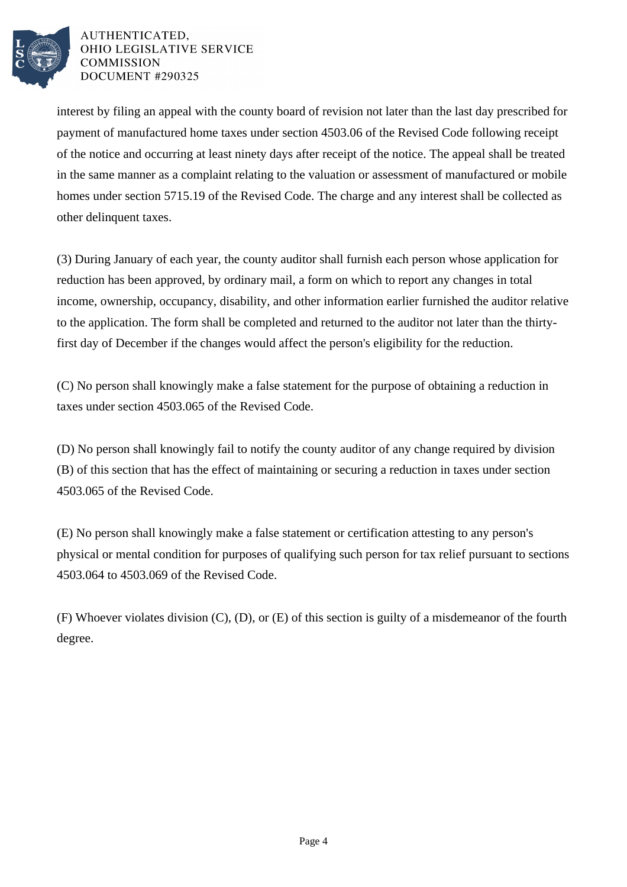interest by filing an appeal with the county board of revision not later than the last day prescribed for payment of manufactured home taxes under section 4503.06 of the Revised Code following receipt of the notice and occurring at least ninety days after receipt of the notice. The appeal shall be treated in the same manner as a complaint relating to the valuation or assessment of manufactured or mobile homes under section 5715.19 of the Revised Code. The charge and any interest shall be collected as other delinquent taxes.

(3) During January of each year, the county auditor shall furnish each person whose application for reduction has been approved, by ordinary mail, a form on which to report any changes in total income, ownership, occupancy, disability, and other information earlier furnished the auditor relative to the application. The form shall be completed and returned to the auditor not later than the thirty-first day of December if the changes would affect the person's eligibility for the reduction.

(C) No person shall knowingly make a false statement for the purpose of obtaining a reduction in taxes under section 4503.065 of the Revised Code.

(D) No person shall knowingly fail to notify the county auditor of any change required by division (B) of this section that has the effect of maintaining or securing a reduction in taxes under section 4503.065 of the Revised Code.

(E) No person shall knowingly make a false statement or certification attesting to any person's physical or mental condition for purposes of qualifying such person for tax relief pursuant to sections 4503.064 to 4503.069 of the Revised Code.

(F) Whoever violates division (C), (D), or (E) of this section is guilty of a misdemeanor of the fourth degree.